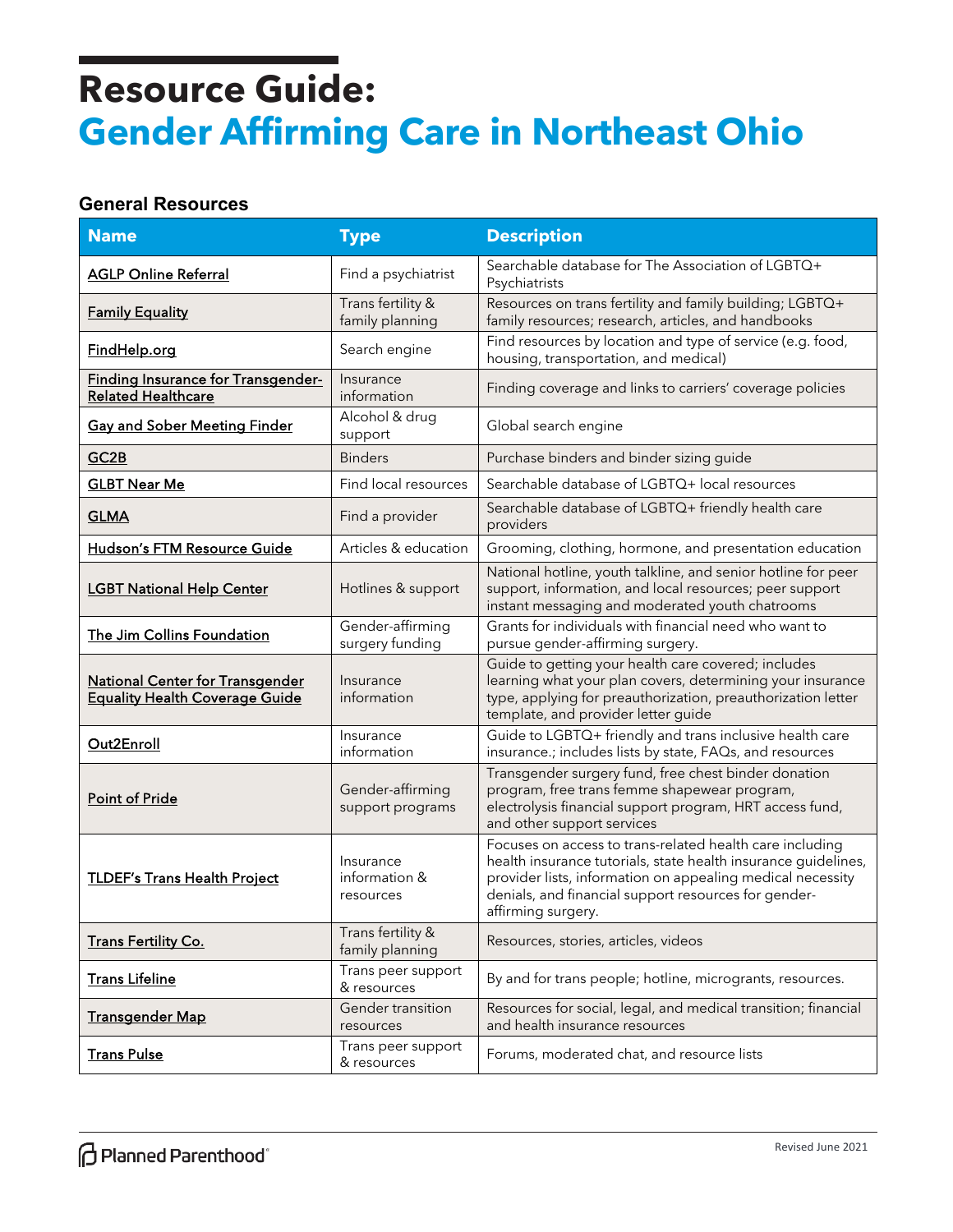# Resource Guide:
# Gender Affirming Care in Northeast Ohio

## General Resources

| Name | Type | Description |
|---|---|---|
| AGLP Online Referral | Find a psychiatrist | Searchable database for The Association of LGBTQ+ Psychiatrists |
| Family Equality | Trans fertility & family planning | Resources on trans fertility and family building; LGBTQ+ family resources; research, articles, and handbooks |
| FindHelp.org | Search engine | Find resources by location and type of service (e.g. food, housing, transportation, and medical) |
| Finding Insurance for Transgender-Related Healthcare | Insurance information | Finding coverage and links to carriers' coverage policies |
| Gay and Sober Meeting Finder | Alcohol & drug support | Global search engine |
| GC2B | Binders | Purchase binders and binder sizing guide |
| GLBT Near Me | Find local resources | Searchable database of LGBTQ+ local resources |
| GLMA | Find a provider | Searchable database of LGBTQ+ friendly health care providers |
| Hudson's FTM Resource Guide | Articles & education | Grooming, clothing, hormone, and presentation education |
| LGBT National Help Center | Hotlines & support | National hotline, youth talkline, and senior hotline for peer support, information, and local resources; peer support instant messaging and moderated youth chatrooms |
| The Jim Collins Foundation | Gender-affirming surgery funding | Grants for individuals with financial need who want to pursue gender-affirming surgery. |
| National Center for Transgender Equality Health Coverage Guide | Insurance information | Guide to getting your health care covered; includes learning what your plan covers, determining your insurance type, applying for preauthorization, preauthorization letter template, and provider letter guide |
| Out2Enroll | Insurance information | Guide to LGBTQ+ friendly and trans inclusive health care insurance.; includes lists by state, FAQs, and resources |
| Point of Pride | Gender-affirming support programs | Transgender surgery fund, free chest binder donation program, free trans femme shapewear program, electrolysis financial support program, HRT access fund, and other support services |
| TLDEF's Trans Health Project | Insurance information & resources | Focuses on access to trans-related health care including health insurance tutorials, state health insurance guidelines, provider lists, information on appealing medical necessity denials, and financial support resources for gender-affirming surgery. |
| Trans Fertility Co. | Trans fertility & family planning | Resources, stories, articles, videos |
| Trans Lifeline | Trans peer support & resources | By and for trans people; hotline, microgrants, resources. |
| Transgender Map | Gender transition resources | Resources for social, legal, and medical transition; financial and health insurance resources |
| Trans Pulse | Trans peer support & resources | Forums, moderated chat, and resource lists |

Planned Parenthood®

Revised June 2021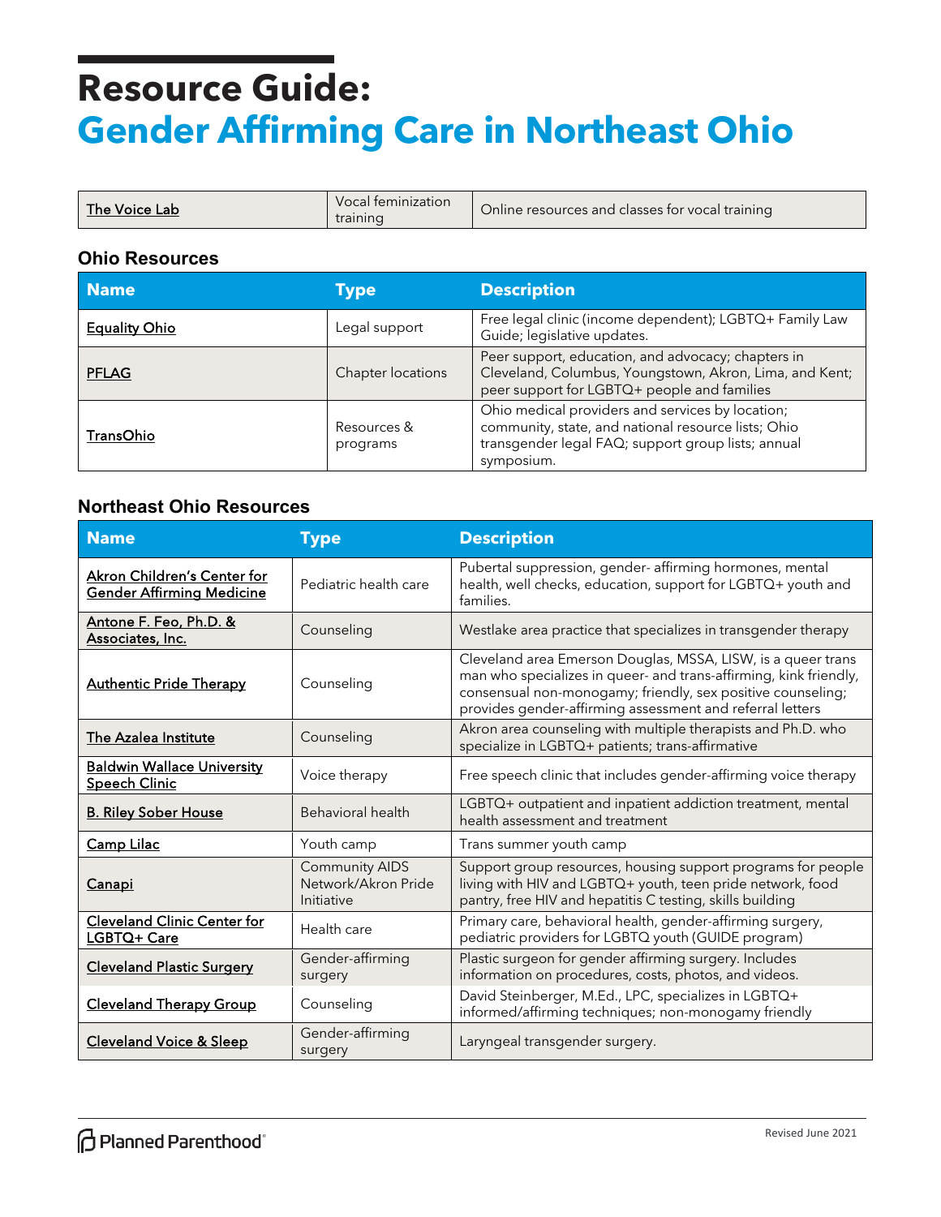# Resource Guide:
# Gender Affirming Care in Northeast Ohio

| The Voice Lab | Vocal feminization training | Online resources and classes for vocal training |
|---|---|---|

### Ohio Resources

| Name | Type | Description |
|---|---|---|
| Equality Ohio | Legal support | Free legal clinic (income dependent); LGBTQ+ Family Law Guide; legislative updates. |
| PFLAG | Chapter locations | Peer support, education, and advocacy; chapters in Cleveland, Columbus, Youngstown, Akron, Lima, and Kent; peer support for LGBTQ+ people and families |
| TransOhio | Resources & programs | Ohio medical providers and services by location; community, state, and national resource lists; Ohio transgender legal FAQ; support group lists; annual symposium. |

### Northeast Ohio Resources

| Name | Type | Description |
|---|---|---|
| Akron Children's Center for Gender Affirming Medicine | Pediatric health care | Pubertal suppression, gender- affirming hormones, mental health, well checks, education, support for LGBTQ+ youth and families. |
| Antone F. Feo, Ph.D. & Associates, Inc. | Counseling | Westlake area practice that specializes in transgender therapy |
| Authentic Pride Therapy | Counseling | Cleveland area Emerson Douglas, MSSA, LISW, is a queer trans man who specializes in queer- and trans-affirming, kink friendly, consensual non-monogamy; friendly, sex positive counseling; provides gender-affirming assessment and referral letters |
| The Azalea Institute | Counseling | Akron area counseling with multiple therapists and Ph.D. who specialize in LGBTQ+ patients; trans-affirmative |
| Baldwin Wallace University Speech Clinic | Voice therapy | Free speech clinic that includes gender-affirming voice therapy |
| B. Riley Sober House | Behavioral health | LGBTQ+ outpatient and inpatient addiction treatment, mental health assessment and treatment |
| Camp Lilac | Youth camp | Trans summer youth camp |
| Canapi | Community AIDS Network/Akron Pride Initiative | Support group resources, housing support programs for people living with HIV and LGBTQ+ youth, teen pride network, food pantry, free HIV and hepatitis C testing, skills building |
| Cleveland Clinic Center for LGBTQ+ Care | Health care | Primary care, behavioral health, gender-affirming surgery, pediatric providers for LGBTQ youth (GUIDE program) |
| Cleveland Plastic Surgery | Gender-affirming surgery | Plastic surgeon for gender affirming surgery. Includes information on procedures, costs, photos, and videos. |
| Cleveland Therapy Group | Counseling | David Steinberger, M.Ed., LPC, specializes in LGBTQ+ informed/affirming techniques; non-monogamy friendly |
| Cleveland Voice & Sleep | Gender-affirming surgery | Laryngeal transgender surgery. |

Revised June 2021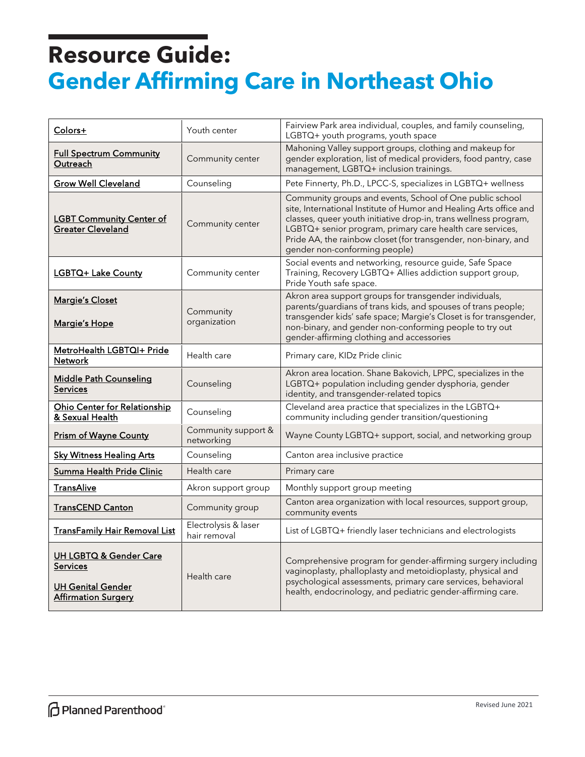# Resource Guide:
# Gender Affirming Care in Northeast Ohio

| Organization | Type | Description |
|---|---|---|
| Colors+ | Youth center | Fairview Park area individual, couples, and family counseling, LGBTQ+ youth programs, youth space |
| Full Spectrum Community Outreach | Community center | Mahoning Valley support groups, clothing and makeup for gender exploration, list of medical providers, food pantry, case management, LGBTQ+ inclusion trainings. |
| Grow Well Cleveland | Counseling | Pete Finnerty, Ph.D., LPCC-S, specializes in LGBTQ+ wellness |
| LGBT Community Center of Greater Cleveland | Community center | Community groups and events, School of One public school site, International Institute of Humor and Healing Arts office and classes, queer youth initiative drop-in, trans wellness program, LGBTQ+ senior program, primary care health care services, Pride AA, the rainbow closet (for transgender, non-binary, and gender non-conforming people) |
| LGBTQ+ Lake County | Community center | Social events and networking, resource guide, Safe Space Training, Recovery LGBTQ+ Allies addiction support group, Pride Youth safe space. |
| Margie's Closet<br><br>Margie's Hope | Community organization | Akron area support groups for transgender individuals, parents/guardians of trans kids, and spouses of trans people; transgender kids' safe space; Margie's Closet is for transgender, non-binary, and gender non-conforming people to try out gender-affirming clothing and accessories |
| MetroHealth LGBTQI+ Pride Network | Health care | Primary care, KIDz Pride clinic |
| Middle Path Counseling Services | Counseling | Akron area location. Shane Bakovich, LPPC, specializes in the LGBTQ+ population including gender dysphoria, gender identity, and transgender-related topics |
| Ohio Center for Relationship & Sexual Health | Counseling | Cleveland area practice that specializes in the LGBTQ+ community including gender transition/questioning |
| Prism of Wayne County | Community support & networking | Wayne County LGBTQ+ support, social, and networking group |
| Sky Witness Healing Arts | Counseling | Canton area inclusive practice |
| Summa Health Pride Clinic | Health care | Primary care |
| TransAlive | Akron support group | Monthly support group meeting |
| TransCEND Canton | Community group | Canton area organization with local resources, support group, community events |
| TransFamily Hair Removal List | Electrolysis & laser hair removal | List of LGBTQ+ friendly laser technicians and electrologists |
| UH LGBTQ & Gender Care Services<br><br>UH Genital Gender Affirmation Surgery | Health care | Comprehensive program for gender-affirming surgery including vaginoplasty, phalloplasty and metoidioplasty, physical and psychological assessments, primary care services, behavioral health, endocrinology, and pediatric gender-affirming care. |

Planned Parenthood

Revised June 2021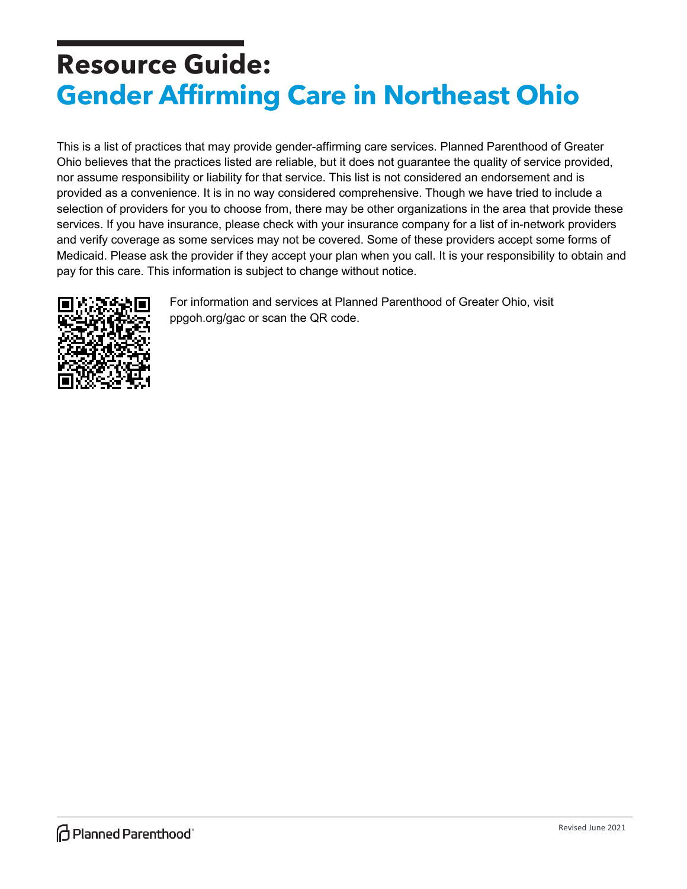# Resource Guide:
# Gender Affirming Care in Northeast Ohio

This is a list of practices that may provide gender-affirming care services. Planned Parenthood of Greater Ohio believes that the practices listed are reliable, but it does not guarantee the quality of service provided, nor assume responsibility or liability for that service. This list is not considered an endorsement and is provided as a convenience. It is in no way considered comprehensive. Though we have tried to include a selection of providers for you to choose from, there may be other organizations in the area that provide these services. If you have insurance, please check with your insurance company for a list of in-network providers and verify coverage as some services may not be covered. Some of these providers accept some forms of Medicaid. Please ask the provider if they accept your plan when you call. It is your responsibility to obtain and pay for this care. This information is subject to change without notice.

For information and services at Planned Parenthood of Greater Ohio, visit ppgoh.org/gac or scan the QR code.

Planned Parenthood®

Revised June 2021